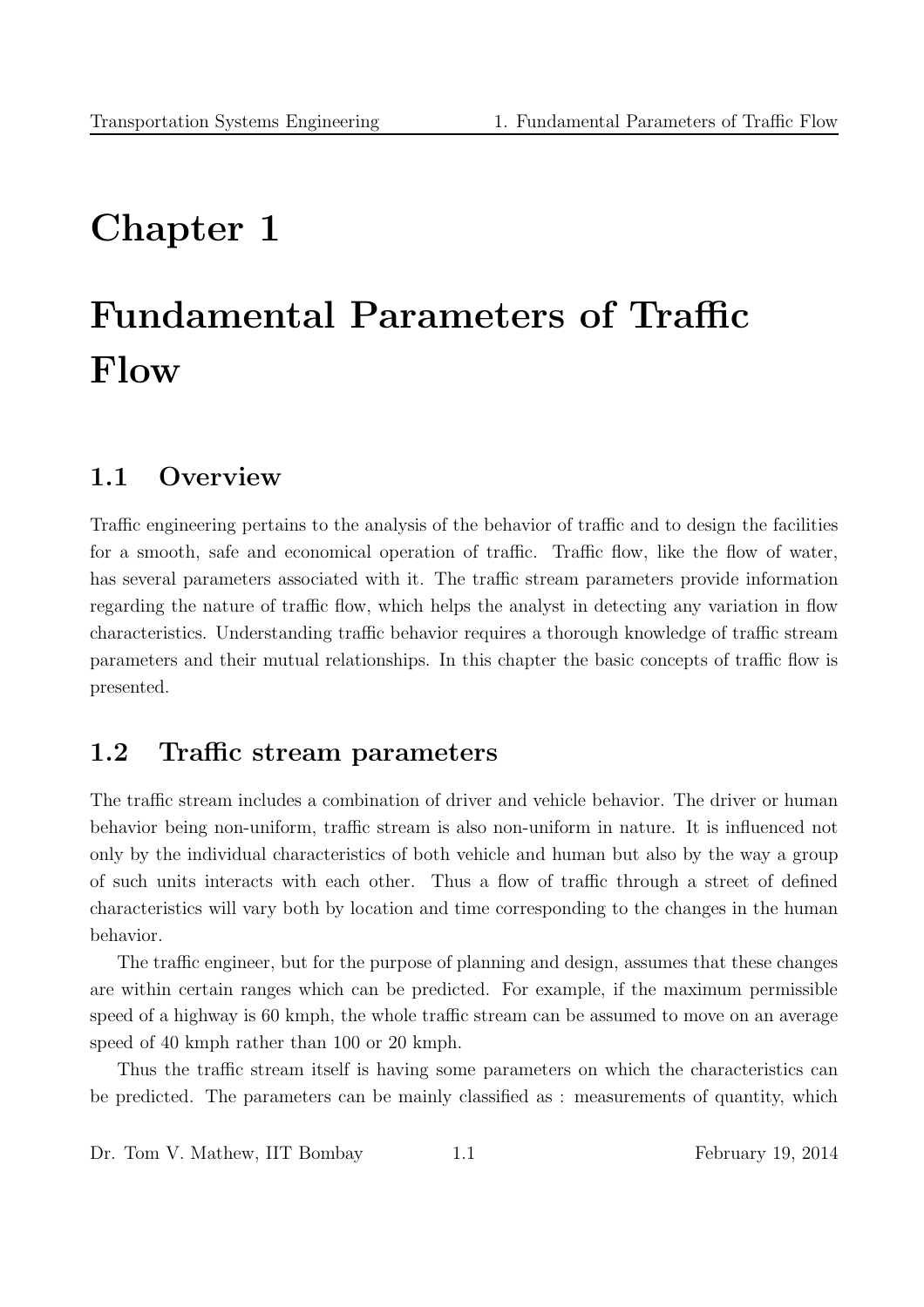# Chapter 1

# Fundamental Parameters of Traffic Flow

## 1.1 Overview

Traffic engineering pertains to the analysis of the behavior of traffic and to design the facilities for a smooth, safe and economical operation of traffic. Traffic flow, like the flow of water, has several parameters associated with it. The traffic stream parameters provide information regarding the nature of traffic flow, which helps the analyst in detecting any variation in flow characteristics. Understanding traffic behavior requires a thorough knowledge of traffic stream parameters and their mutual relationships. In this chapter the basic concepts of traffic flow is presented.

## 1.2 Traffic stream parameters

The traffic stream includes a combination of driver and vehicle behavior. The driver or human behavior being non-uniform, traffic stream is also non-uniform in nature. It is influenced not only by the individual characteristics of both vehicle and human but also by the way a group of such units interacts with each other. Thus a flow of traffic through a street of defined characteristics will vary both by location and time corresponding to the changes in the human behavior.

The traffic engineer, but for the purpose of planning and design, assumes that these changes are within certain ranges which can be predicted. For example, if the maximum permissible speed of a highway is 60 kmph, the whole traffic stream can be assumed to move on an average speed of 40 kmph rather than 100 or 20 kmph.

Thus the traffic stream itself is having some parameters on which the characteristics can be predicted. The parameters can be mainly classified as : measurements of quantity, which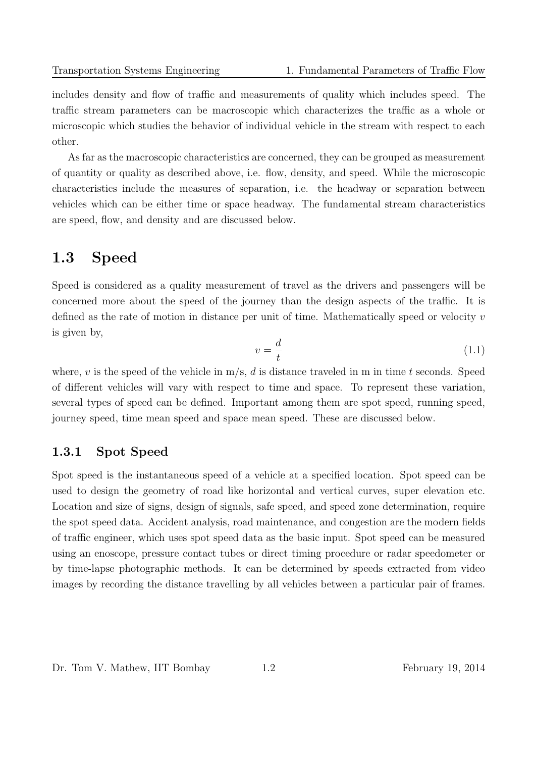includes density and flow of traffic and measurements of quality which includes speed. The traffic stream parameters can be macroscopic which characterizes the traffic as a whole or microscopic which studies the behavior of individual vehicle in the stream with respect to each other.

As far as the macroscopic characteristics are concerned, they can be grouped as measurement of quantity or quality as described above, i.e. flow, density, and speed. While the microscopic characteristics include the measures of separation, i.e. the headway or separation between vehicles which can be either time or space headway. The fundamental stream characteristics are speed, flow, and density and are discussed below.

## 1.3 Speed

Speed is considered as a quality measurement of travel as the drivers and passengers will be concerned more about the speed of the journey than the design aspects of the traffic. It is defined as the rate of motion in distance per unit of time. Mathematically speed or velocity $v$ is given by,

$$v = \frac{d}{t} \tag{1.1}$$

where, $v$ is the speed of the vehicle in m/s, $d$ is distance traveled in m in time $t$ seconds. Speed of different vehicles will vary with respect to time and space. To represent these variation, several types of speed can be defined. Important among them are spot speed, running speed, journey speed, time mean speed and space mean speed. These are discussed below.

### 1.3.1 Spot Speed

Spot speed is the instantaneous speed of a vehicle at a specified location. Spot speed can be used to design the geometry of road like horizontal and vertical curves, super elevation etc. Location and size of signs, design of signals, safe speed, and speed zone determination, require the spot speed data. Accident analysis, road maintenance, and congestion are the modern fields of traffic engineer, which uses spot speed data as the basic input. Spot speed can be measured using an enoscope, pressure contact tubes or direct timing procedure or radar speedometer or by time-lapse photographic methods. It can be determined by speeds extracted from video images by recording the distance travelling by all vehicles between a particular pair of frames.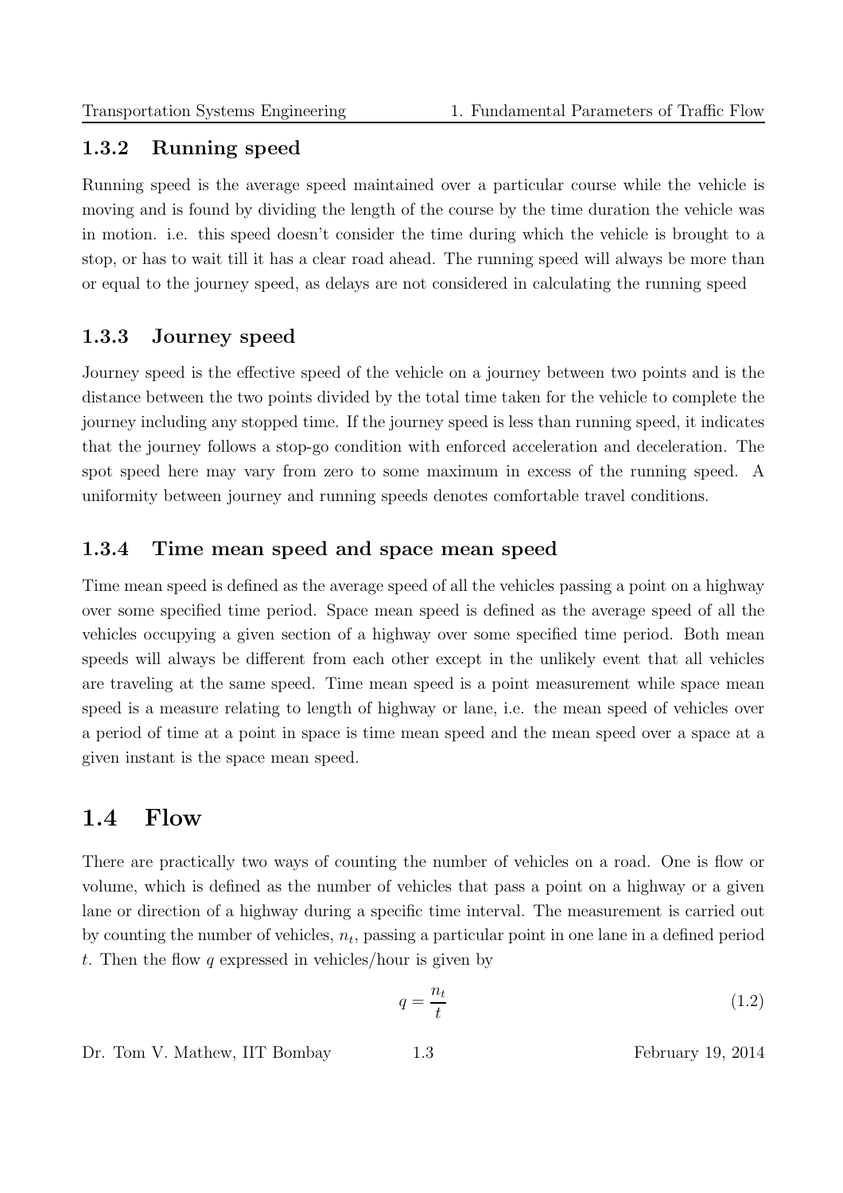### 1.3.2 Running speed

Running speed is the average speed maintained over a particular course while the vehicle is moving and is found by dividing the length of the course by the time duration the vehicle was in motion. i.e. this speed doesn't consider the time during which the vehicle is brought to a stop, or has to wait till it has a clear road ahead. The running speed will always be more than or equal to the journey speed, as delays are not considered in calculating the running speed

### 1.3.3 Journey speed

Journey speed is the effective speed of the vehicle on a journey between two points and is the distance between the two points divided by the total time taken for the vehicle to complete the journey including any stopped time. If the journey speed is less than running speed, it indicates that the journey follows a stop-go condition with enforced acceleration and deceleration. The spot speed here may vary from zero to some maximum in excess of the running speed. A uniformity between journey and running speeds denotes comfortable travel conditions.

### 1.3.4 Time mean speed and space mean speed

Time mean speed is defined as the average speed of all the vehicles passing a point on a highway over some specified time period. Space mean speed is defined as the average speed of all the vehicles occupying a given section of a highway over some specified time period. Both mean speeds will always be different from each other except in the unlikely event that all vehicles are traveling at the same speed. Time mean speed is a point measurement while space mean speed is a measure relating to length of highway or lane, i.e. the mean speed of vehicles over a period of time at a point in space is time mean speed and the mean speed over a space at a given instant is the space mean speed.

## 1.4 Flow

There are practically two ways of counting the number of vehicles on a road. One is flow or volume, which is defined as the number of vehicles that pass a point on a highway or a given lane or direction of a highway during a specific time interval. The measurement is carried out by counting the number of vehicles, $n_t$, passing a particular point in one lane in a defined period $t$. Then the flow $q$ expressed in vehicles/hour is given by

$$q = \frac{n_t}{t} \tag{1.2}$$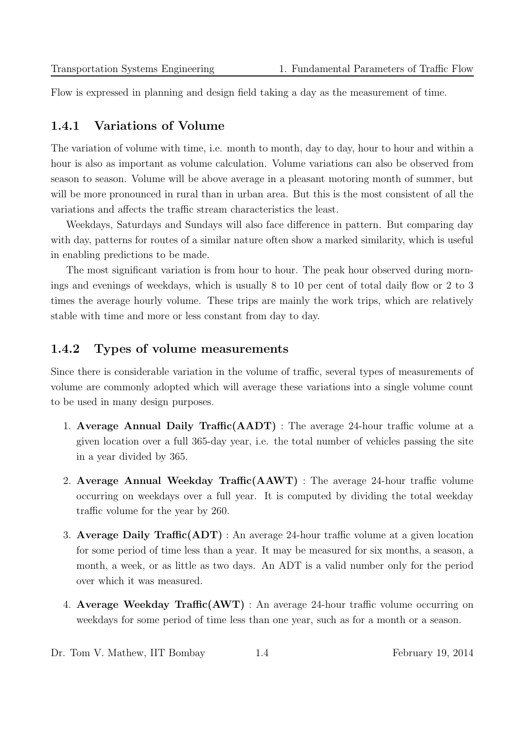Flow is expressed in planning and design field taking a day as the measurement of time.

### 1.4.1 Variations of Volume

The variation of volume with time, i.e. month to month, day to day, hour to hour and within a hour is also as important as volume calculation. Volume variations can also be observed from season to season. Volume will be above average in a pleasant motoring month of summer, but will be more pronounced in rural than in urban area. But this is the most consistent of all the variations and affects the traffic stream characteristics the least.

Weekdays, Saturdays and Sundays will also face difference in pattern. But comparing day with day, patterns for routes of a similar nature often show a marked similarity, which is useful in enabling predictions to be made.

The most significant variation is from hour to hour. The peak hour observed during mornings and evenings of weekdays, which is usually 8 to 10 per cent of total daily flow or 2 to 3 times the average hourly volume. These trips are mainly the work trips, which are relatively stable with time and more or less constant from day to day.

### 1.4.2 Types of volume measurements

Since there is considerable variation in the volume of traffic, several types of measurements of volume are commonly adopted which will average these variations into a single volume count to be used in many design purposes.

1. **Average Annual Daily Traffic(AADT)** : The average 24-hour traffic volume at a given location over a full 365-day year, i.e. the total number of vehicles passing the site in a year divided by 365.

2. **Average Annual Weekday Traffic(AAWT)** : The average 24-hour traffic volume occurring on weekdays over a full year. It is computed by dividing the total weekday traffic volume for the year by 260.

3. **Average Daily Traffic(ADT)** : An average 24-hour traffic volume at a given location for some period of time less than a year. It may be measured for six months, a season, a month, a week, or as little as two days. An ADT is a valid number only for the period over which it was measured.

4. **Average Weekday Traffic(AWT)** : An average 24-hour traffic volume occurring on weekdays for some period of time less than one year, such as for a month or a season.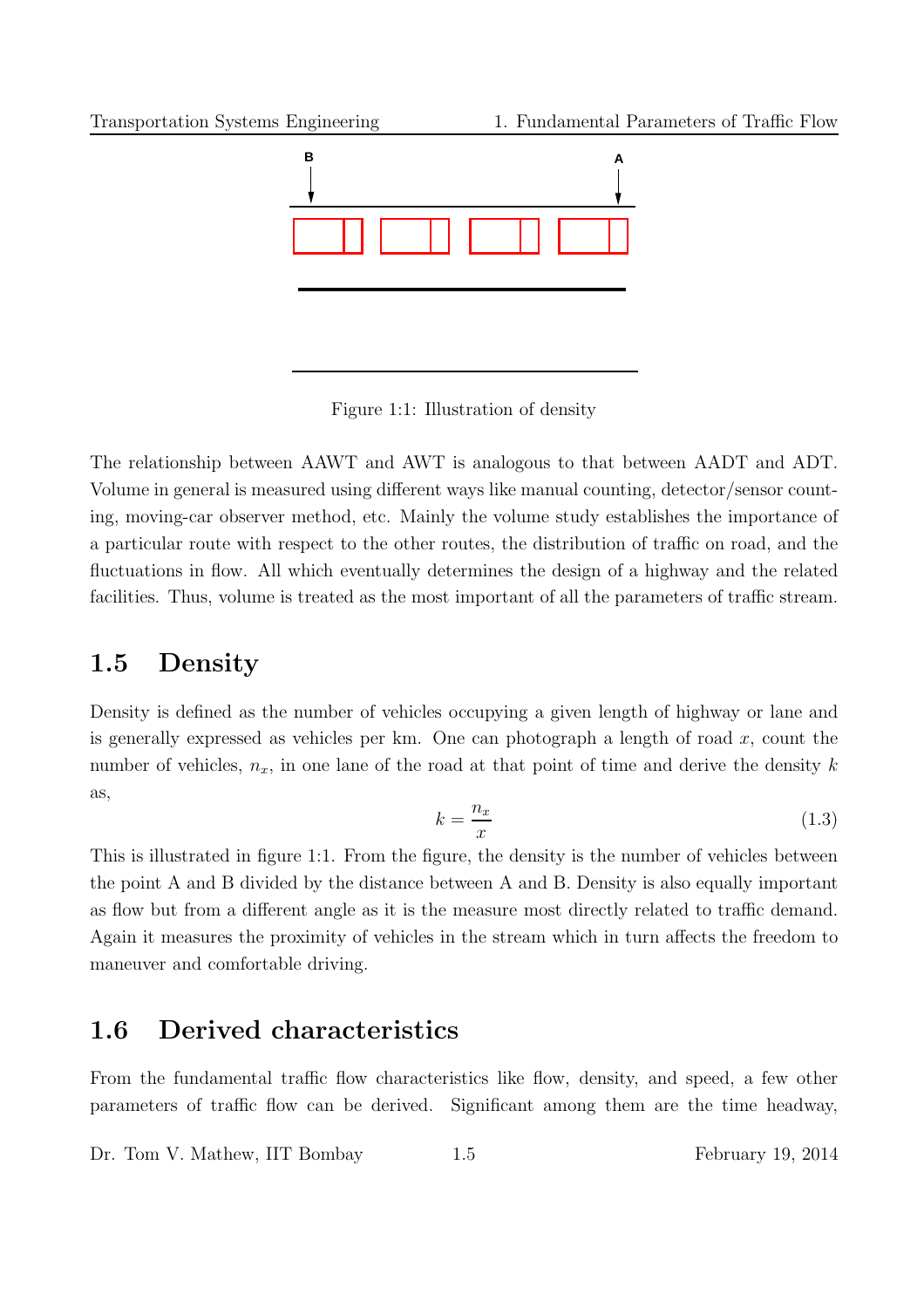B

A

Figure 1:1: Illustration of density

The relationship between AAWT and AWT is analogous to that between AADT and ADT. Volume in general is measured using different ways like manual counting, detector/sensor counting, moving-car observer method, etc. Mainly the volume study establishes the importance of a particular route with respect to the other routes, the distribution of traffic on road, and the fluctuations in flow. All which eventually determines the design of a highway and the related facilities. Thus, volume is treated as the most important of all the parameters of traffic stream.

## 1.5 Density

Density is defined as the number of vehicles occupying a given length of highway or lane and is generally expressed as vehicles per km. One can photograph a length of road $x$, count the number of vehicles, $n_x$, in one lane of the road at that point of time and derive the density $k$ as,

$$k = \frac{n_x}{x} \tag{1.3}$$

This is illustrated in figure 1:1. From the figure, the density is the number of vehicles between the point A and B divided by the distance between A and B. Density is also equally important as flow but from a different angle as it is the measure most directly related to traffic demand. Again it measures the proximity of vehicles in the stream which in turn affects the freedom to maneuver and comfortable driving.

## 1.6 Derived characteristics

From the fundamental traffic flow characteristics like flow, density, and speed, a few other parameters of traffic flow can be derived. Significant among them are the time headway,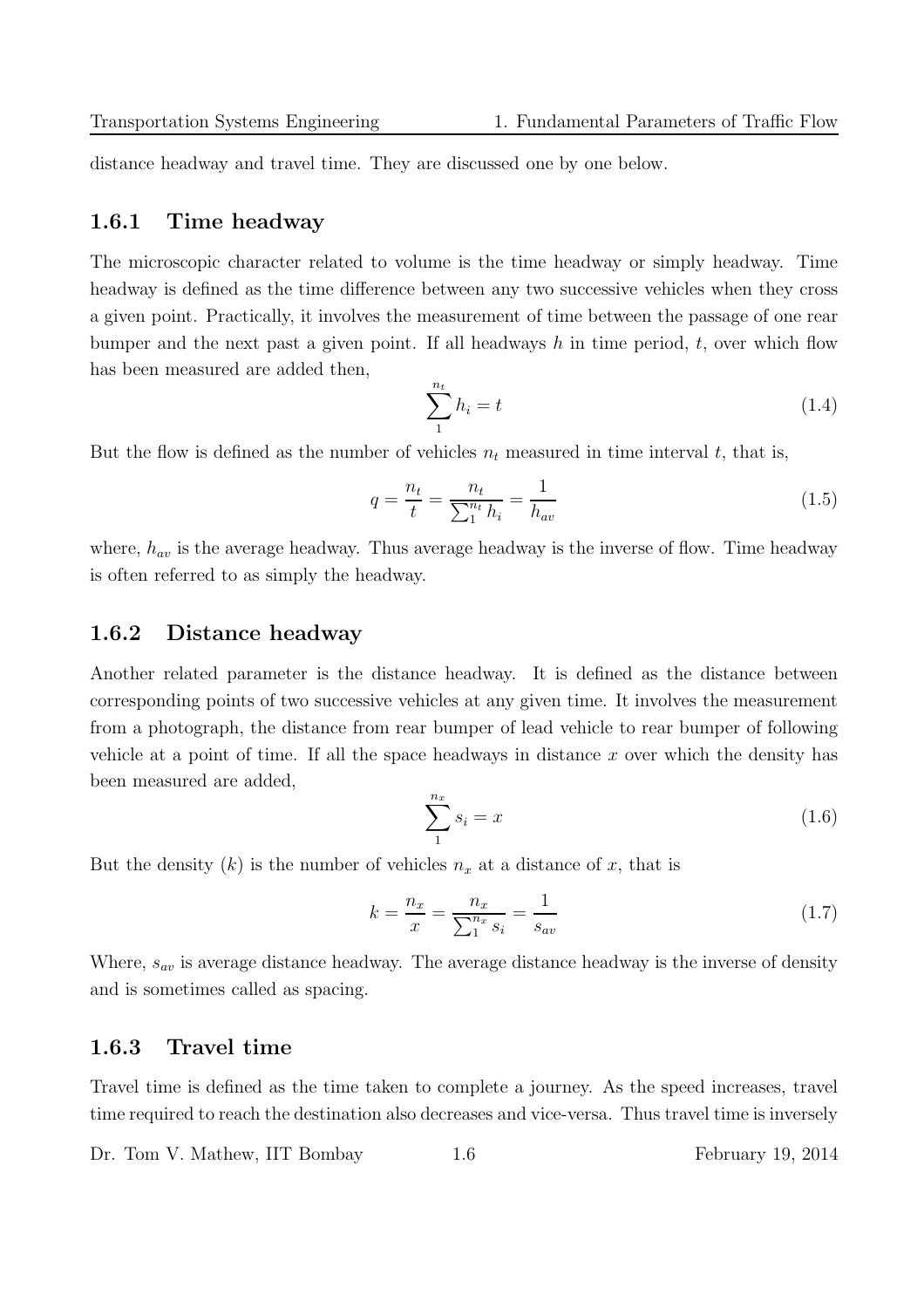distance headway and travel time. They are discussed one by one below.

### 1.6.1 Time headway

The microscopic character related to volume is the time headway or simply headway. Time headway is defined as the time difference between any two successive vehicles when they cross a given point. Practically, it involves the measurement of time between the passage of one rear bumper and the next past a given point. If all headways $h$ in time period, $t$, over which flow has been measured are added then,

$$\sum_{1}^{n_t} h_i = t \tag{1.4}$$

But the flow is defined as the number of vehicles $n_t$ measured in time interval $t$, that is,

$$q = \frac{n_t}{t} = \frac{n_t}{\sum_{1}^{n_t} h_i} = \frac{1}{h_{av}} \tag{1.5}$$

where, $h_{av}$ is the average headway. Thus average headway is the inverse of flow. Time headway is often referred to as simply the headway.

### 1.6.2 Distance headway

Another related parameter is the distance headway. It is defined as the distance between corresponding points of two successive vehicles at any given time. It involves the measurement from a photograph, the distance from rear bumper of lead vehicle to rear bumper of following vehicle at a point of time. If all the space headways in distance $x$ over which the density has been measured are added,

$$\sum_{1}^{n_x} s_i = x \tag{1.6}$$

But the density $(k)$ is the number of vehicles $n_x$ at a distance of $x$, that is

$$k = \frac{n_x}{x} = \frac{n_x}{\sum_{1}^{n_x} s_i} = \frac{1}{s_{av}} \tag{1.7}$$

Where, $s_{av}$ is average distance headway. The average distance headway is the inverse of density and is sometimes called as spacing.

### 1.6.3 Travel time

Travel time is defined as the time taken to complete a journey. As the speed increases, travel time required to reach the destination also decreases and vice-versa. Thus travel time is inversely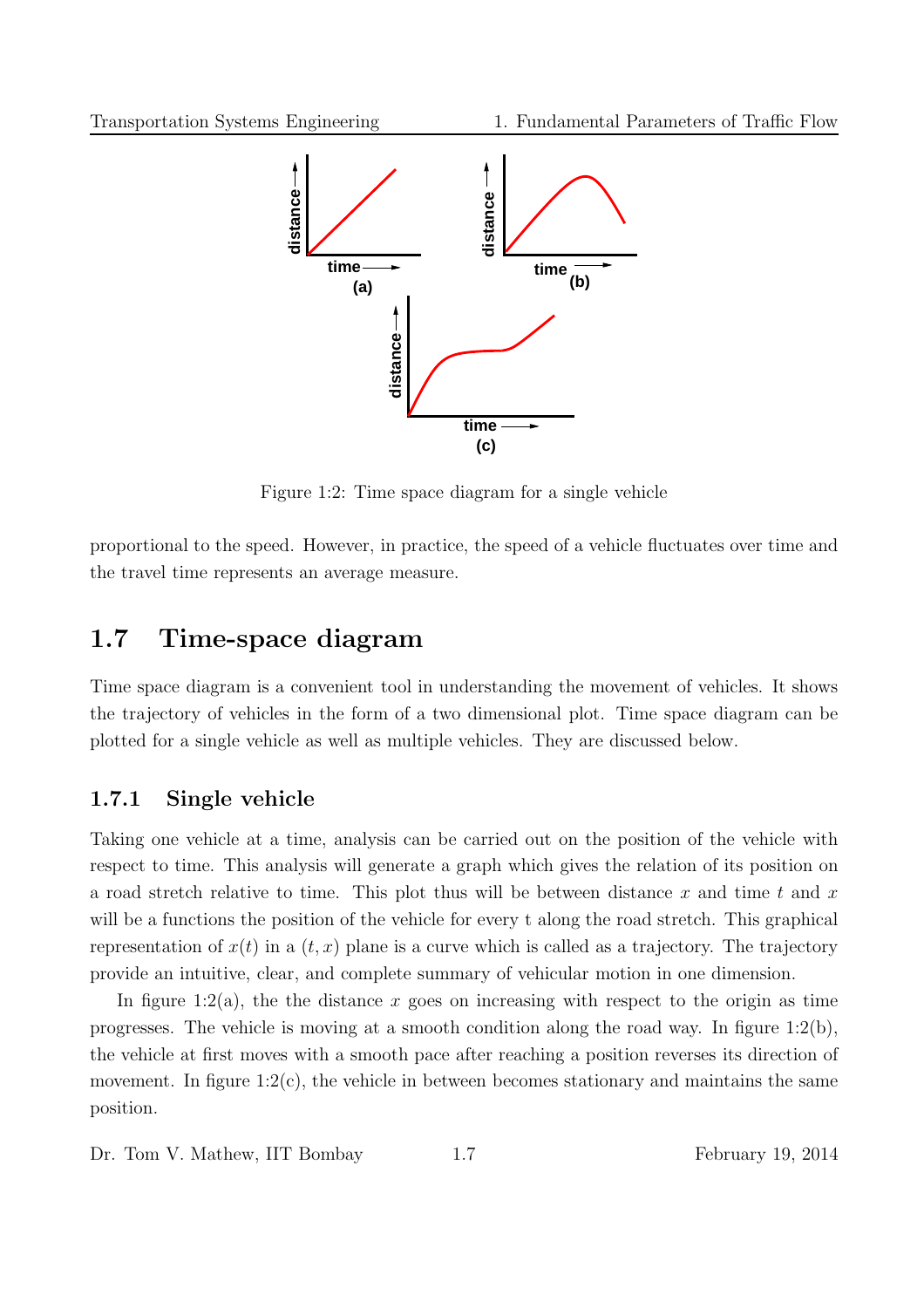distance
time
(a)

distance
time
(b)

distance
time
(c)

Figure 1:2: Time space diagram for a single vehicle

proportional to the speed. However, in practice, the speed of a vehicle fluctuates over time and the travel time represents an average measure.

## 1.7 Time-space diagram

Time space diagram is a convenient tool in understanding the movement of vehicles. It shows the trajectory of vehicles in the form of a two dimensional plot. Time space diagram can be plotted for a single vehicle as well as multiple vehicles. They are discussed below.

### 1.7.1 Single vehicle

Taking one vehicle at a time, analysis can be carried out on the position of the vehicle with respect to time. This analysis will generate a graph which gives the relation of its position on a road stretch relative to time. This plot thus will be between distance $x$ and time $t$ and $x$ will be a functions the position of the vehicle for every t along the road stretch. This graphical representation of $x(t)$ in a $(t, x)$ plane is a curve which is called as a trajectory. The trajectory provide an intuitive, clear, and complete summary of vehicular motion in one dimension.

In figure 1:2(a), the the distance $x$ goes on increasing with respect to the origin as time progresses. The vehicle is moving at a smooth condition along the road way. In figure 1:2(b), the vehicle at first moves with a smooth pace after reaching a position reverses its direction of movement. In figure 1:2(c), the vehicle in between becomes stationary and maintains the same position.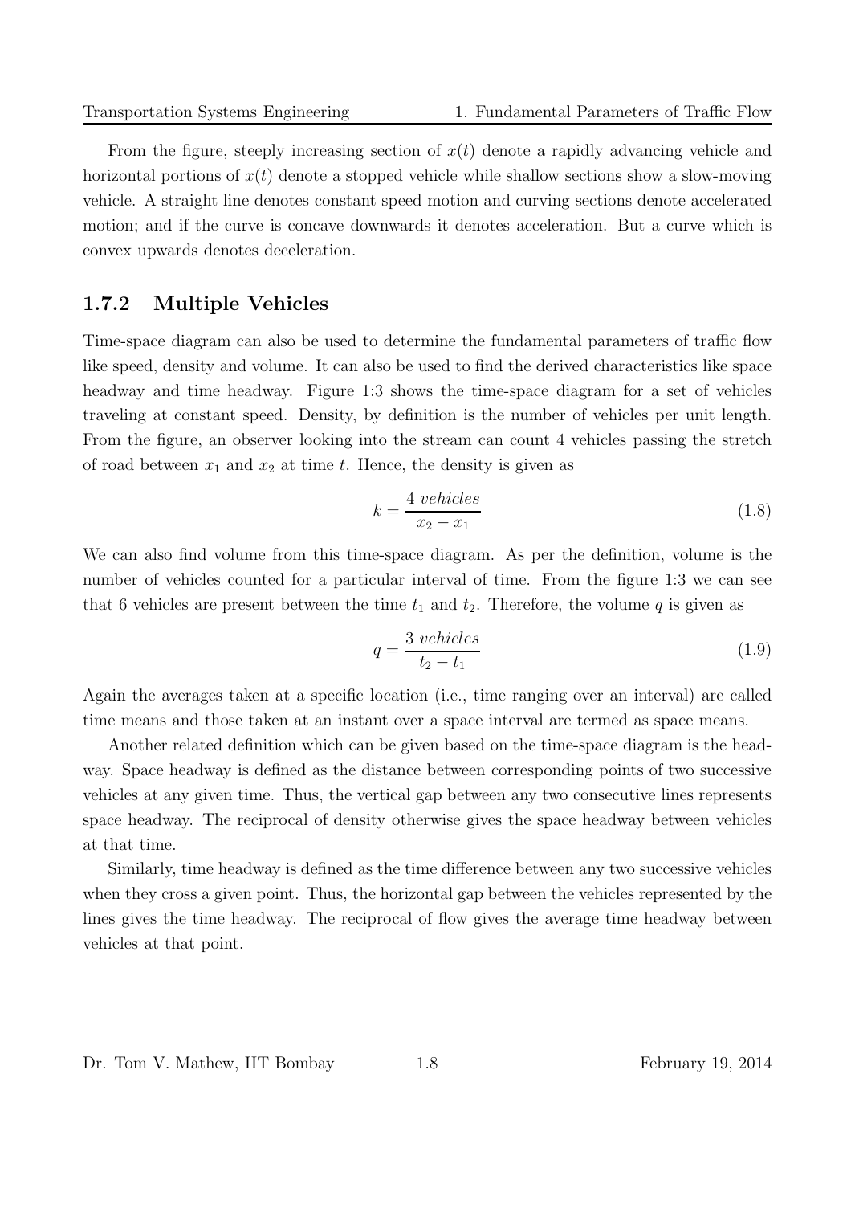From the figure, steeply increasing section of $x(t)$ denote a rapidly advancing vehicle and horizontal portions of $x(t)$ denote a stopped vehicle while shallow sections show a slow-moving vehicle. A straight line denotes constant speed motion and curving sections denote accelerated motion; and if the curve is concave downwards it denotes acceleration. But a curve which is convex upwards denotes deceleration.

### 1.7.2 Multiple Vehicles

Time-space diagram can also be used to determine the fundamental parameters of traffic flow like speed, density and volume. It can also be used to find the derived characteristics like space headway and time headway. Figure 1:3 shows the time-space diagram for a set of vehicles traveling at constant speed. Density, by definition is the number of vehicles per unit length. From the figure, an observer looking into the stream can count 4 vehicles passing the stretch of road between $x_1$ and $x_2$ at time $t$. Hence, the density is given as

$$k = \frac{4 \; vehicles}{x_2 - x_1} \tag{1.8}$$

We can also find volume from this time-space diagram. As per the definition, volume is the number of vehicles counted for a particular interval of time. From the figure 1:3 we can see that 6 vehicles are present between the time $t_1$ and $t_2$. Therefore, the volume $q$ is given as

$$q = \frac{3 \; vehicles}{t_2 - t_1} \tag{1.9}$$

Again the averages taken at a specific location (i.e., time ranging over an interval) are called time means and those taken at an instant over a space interval are termed as space means.

Another related definition which can be given based on the time-space diagram is the headway. Space headway is defined as the distance between corresponding points of two successive vehicles at any given time. Thus, the vertical gap between any two consecutive lines represents space headway. The reciprocal of density otherwise gives the space headway between vehicles at that time.

Similarly, time headway is defined as the time difference between any two successive vehicles when they cross a given point. Thus, the horizontal gap between the vehicles represented by the lines gives the time headway. The reciprocal of flow gives the average time headway between vehicles at that point.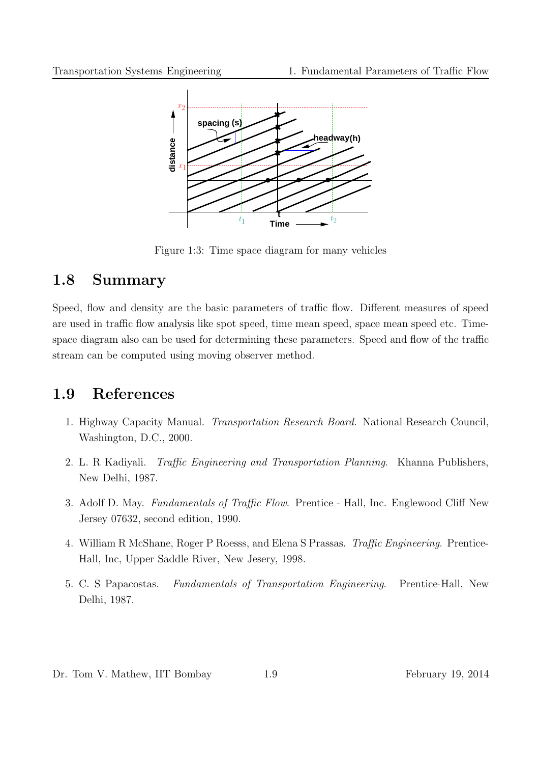$x_2$

spacing (s)

headway(h)

distance

$x_1$

$t_1$

t

Time

$t_2$

Figure 1:3: Time space diagram for many vehicles

## 1.8 Summary

Speed, flow and density are the basic parameters of traffic flow. Different measures of speed are used in traffic flow analysis like spot speed, time mean speed, space mean speed etc. Time-space diagram also can be used for determining these parameters. Speed and flow of the traffic stream can be computed using moving observer method.

## 1.9 References

1. Highway Capacity Manual. *Transportation Research Board*. National Research Council, Washington, D.C., 2000.

2. L. R Kadiyali. *Traffic Engineering and Transportation Planning*. Khanna Publishers, New Delhi, 1987.

3. Adolf D. May. *Fundamentals of Traffic Flow*. Prentice - Hall, Inc. Englewood Cliff New Jersey 07632, second edition, 1990.

4. William R McShane, Roger P Roesss, and Elena S Prassas. *Traffic Engineering*. Prentice-Hall, Inc, Upper Saddle River, New Jesery, 1998.

5. C. S Papacostas. *Fundamentals of Transportation Engineering*. Prentice-Hall, New Delhi, 1987.